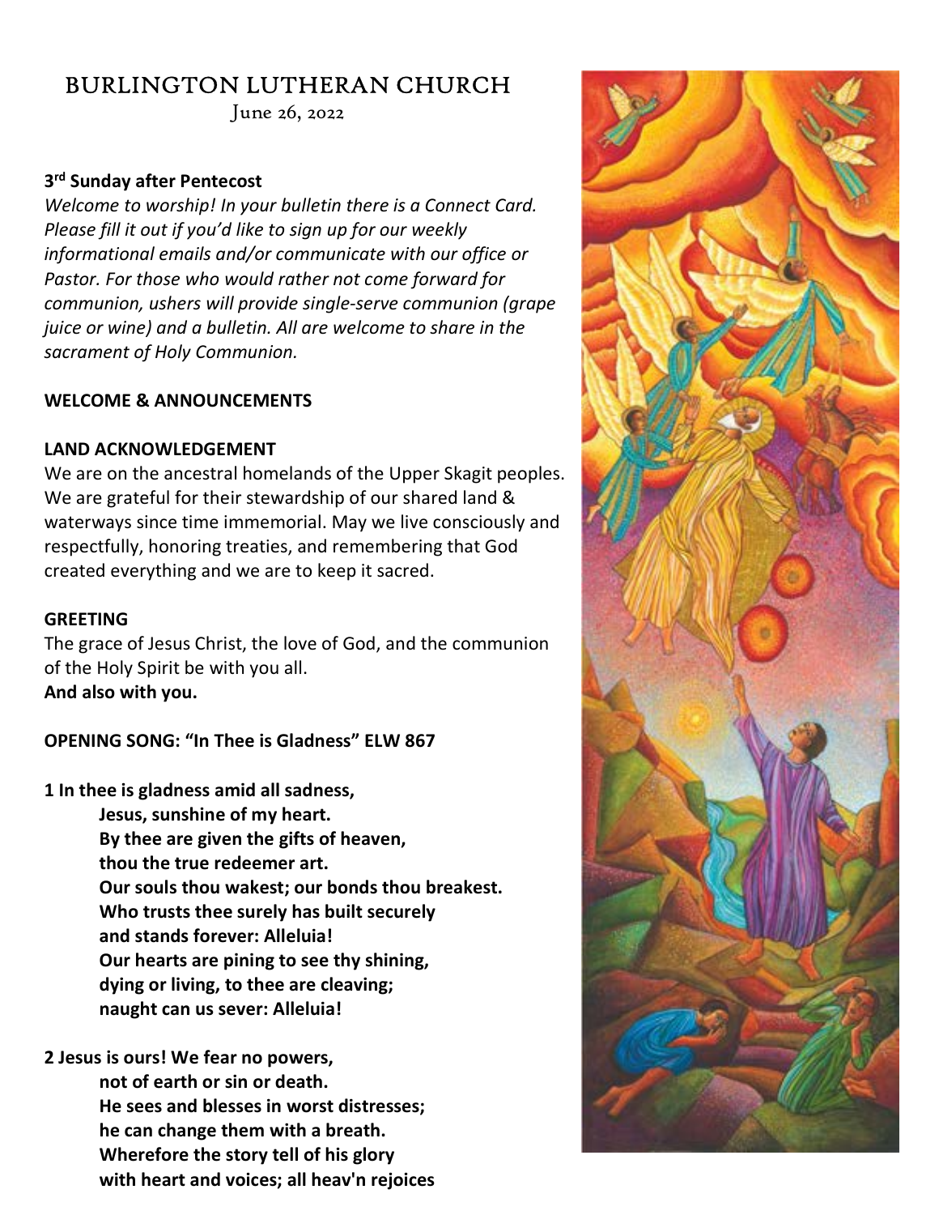# BURLINGTON LUTHERAN CHURCH

June 26, 2022

**3rd Sunday after Pentecost**

*Welcome to worship! In your bulletin there is a Connect Card. Please fill it out if you'd like to sign up for our weekly informational emails and/or communicate with our office or Pastor. For those who would rather not come forward for communion, ushers will provide single-serve communion (grape juice or wine) and a bulletin. All are welcome to share in the sacrament of Holy Communion.*

**WELCOME & ANNOUNCEMENTS**

**LAND ACKNOWLEDGEMENT**

We are on the ancestral homelands of the Upper Skagit peoples. We are grateful for their stewardship of our shared land & waterways since time immemorial. May we live consciously and respectfully, honoring treaties, and remembering that God created everything and we are to keep it sacred.

**GREETING**

The grace of Jesus Christ, the love of God, and the communion of the Holy Spirit be with you all.
**And also with you.**

**OPENING SONG: "In Thee is Gladness" ELW 867**

**1 In thee is gladness amid all sadness,**
**Jesus, sunshine of my heart.**
**By thee are given the gifts of heaven,**
**thou the true redeemer art.**
**Our souls thou wakest; our bonds thou breakest.**
**Who trusts thee surely has built securely**
**and stands forever: Alleluia!**
**Our hearts are pining to see thy shining,**
**dying or living, to thee are cleaving;**
**naught can us sever: Alleluia!**

**2 Jesus is ours! We fear no powers,**
**not of earth or sin or death.**
**He sees and blesses in worst distresses;**
**he can change them with a breath.**
**Wherefore the story tell of his glory**
**with heart and voices; all heav'n rejoices**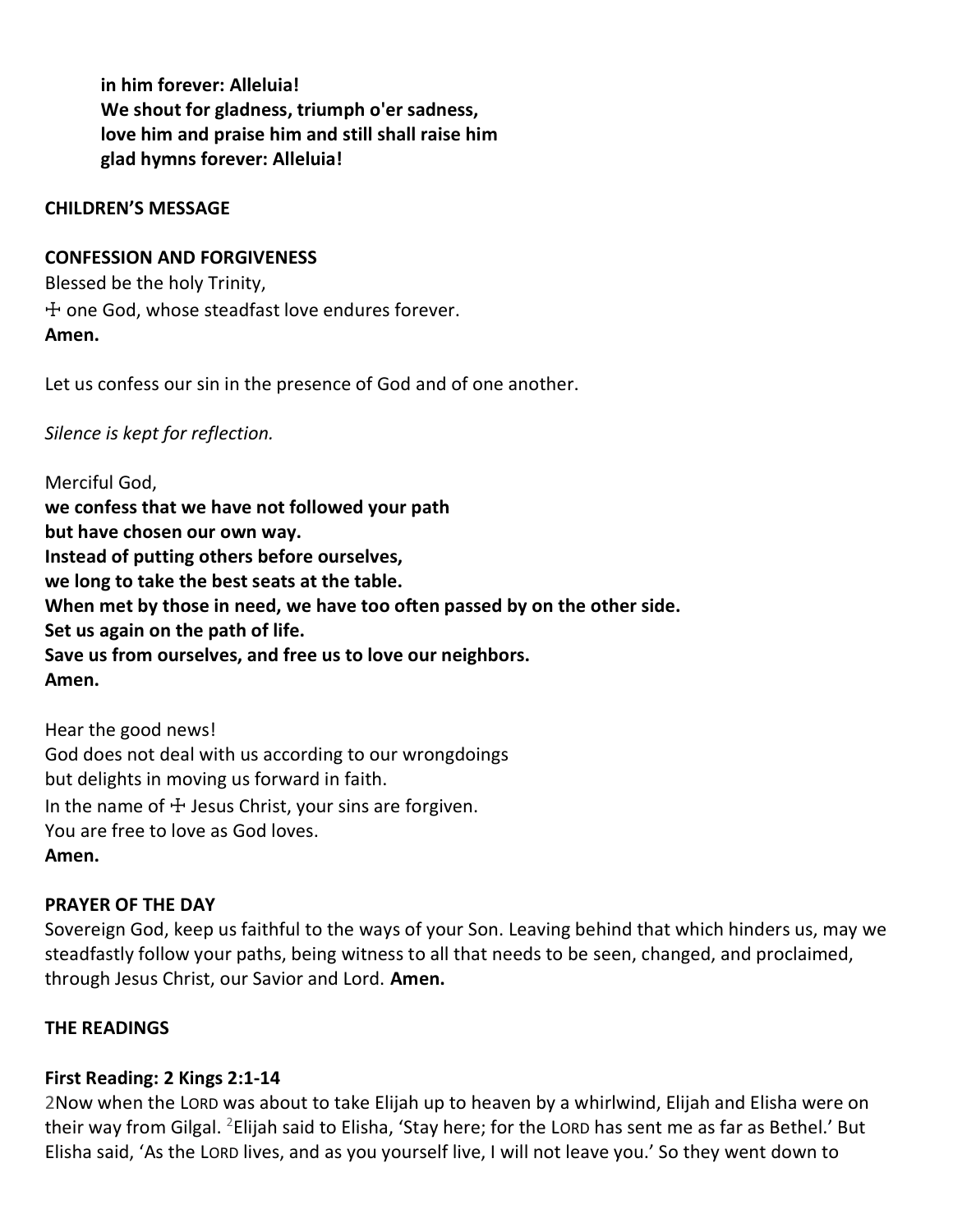**in him forever: Alleluia!**
**We shout for gladness, triumph o'er sadness,**
**love him and praise him and still shall raise him**
**glad hymns forever: Alleluia!**

**CHILDREN'S MESSAGE**

**CONFESSION AND FORGIVENESS**

Blessed be the holy Trinity,
☩ one God, whose steadfast love endures forever.
**Amen.**

Let us confess our sin in the presence of God and of one another.

*Silence is kept for reflection.*

Merciful God,
**we confess that we have not followed your path**
**but have chosen our own way.**
**Instead of putting others before ourselves,**
**we long to take the best seats at the table.**
**When met by those in need, we have too often passed by on the other side.**
**Set us again on the path of life.**
**Save us from ourselves, and free us to love our neighbors.**
**Amen.**

Hear the good news!
God does not deal with us according to our wrongdoings
but delights in moving us forward in faith.
In the name of ☩ Jesus Christ, your sins are forgiven.
You are free to love as God loves.
**Amen.**

**PRAYER OF THE DAY**

Sovereign God, keep us faithful to the ways of your Son. Leaving behind that which hinders us, may we steadfastly follow your paths, being witness to all that needs to be seen, changed, and proclaimed, through Jesus Christ, our Savior and Lord. **Amen.**

**THE READINGS**

**First Reading: 2 Kings 2:1-14**

2Now when the LORD was about to take Elijah up to heaven by a whirlwind, Elijah and Elisha were on their way from Gilgal. [2]Elijah said to Elisha, 'Stay here; for the LORD has sent me as far as Bethel.' But Elisha said, 'As the LORD lives, and as you yourself live, I will not leave you.' So they went down to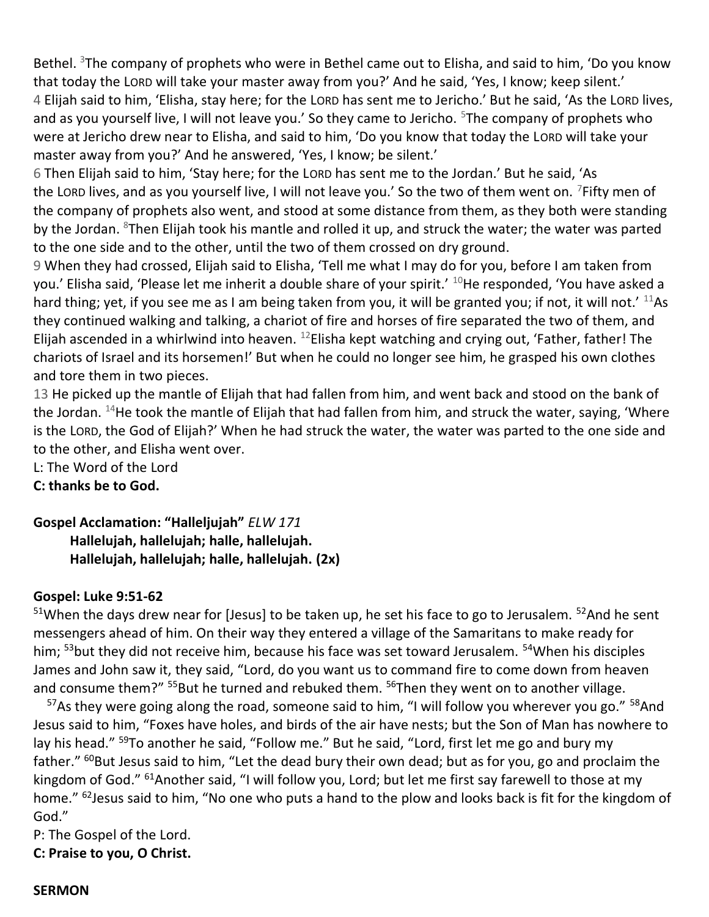Bethel. [3]The company of prophets who were in Bethel came out to Elisha, and said to him, 'Do you know that today the LORD will take your master away from you?' And he said, 'Yes, I know; keep silent.'
4 Elijah said to him, 'Elisha, stay here; for the LORD has sent me to Jericho.' But he said, 'As the LORD lives, and as you yourself live, I will not leave you.' So they came to Jericho. [5]The company of prophets who were at Jericho drew near to Elisha, and said to him, 'Do you know that today the LORD will take your master away from you?' And he answered, 'Yes, I know; be silent.'
6 Then Elijah said to him, 'Stay here; for the LORD has sent me to the Jordan.' But he said, 'As the LORD lives, and as you yourself live, I will not leave you.' So the two of them went on. [7]Fifty men of the company of prophets also went, and stood at some distance from them, as they both were standing by the Jordan. [8]Then Elijah took his mantle and rolled it up, and struck the water; the water was parted to the one side and to the other, until the two of them crossed on dry ground.
9 When they had crossed, Elijah said to Elisha, 'Tell me what I may do for you, before I am taken from you.' Elisha said, 'Please let me inherit a double share of your spirit.' [10]He responded, 'You have asked a hard thing; yet, if you see me as I am being taken from you, it will be granted you; if not, it will not.' [11]As they continued walking and talking, a chariot of fire and horses of fire separated the two of them, and Elijah ascended in a whirlwind into heaven. [12]Elisha kept watching and crying out, 'Father, father! The chariots of Israel and its horsemen!' But when he could no longer see him, he grasped his own clothes and tore them in two pieces.
13 He picked up the mantle of Elijah that had fallen from him, and went back and stood on the bank of the Jordan. [14]He took the mantle of Elijah that had fallen from him, and struck the water, saying, 'Where is the LORD, the God of Elijah?' When he had struck the water, the water was parted to the one side and to the other, and Elisha went over.
L: The Word of the Lord
**C: thanks be to God.**

**Gospel Acclamation: "Halleljujah"** *ELW 171*
**Hallelujah, hallelujah; halle, hallelujah.**
**Hallelujah, hallelujah; halle, hallelujah. (2x)**

**Gospel: Luke 9:51-62**
[51]When the days drew near for [Jesus] to be taken up, he set his face to go to Jerusalem. [52]And he sent messengers ahead of him. On their way they entered a village of the Samaritans to make ready for him; [53]but they did not receive him, because his face was set toward Jerusalem. [54]When his disciples James and John saw it, they said, "Lord, do you want us to command fire to come down from heaven and consume them?" [55]But he turned and rebuked them. [56]Then they went on to another village.

[57]As they were going along the road, someone said to him, "I will follow you wherever you go." [58]And Jesus said to him, "Foxes have holes, and birds of the air have nests; but the Son of Man has nowhere to lay his head." [59]To another he said, "Follow me." But he said, "Lord, first let me go and bury my father." [60]But Jesus said to him, "Let the dead bury their own dead; but as for you, go and proclaim the kingdom of God." [61]Another said, "I will follow you, Lord; but let me first say farewell to those at my home." [62]Jesus said to him, "No one who puts a hand to the plow and looks back is fit for the kingdom of God."
P: The Gospel of the Lord.
**C: Praise to you, O Christ.**

**SERMON**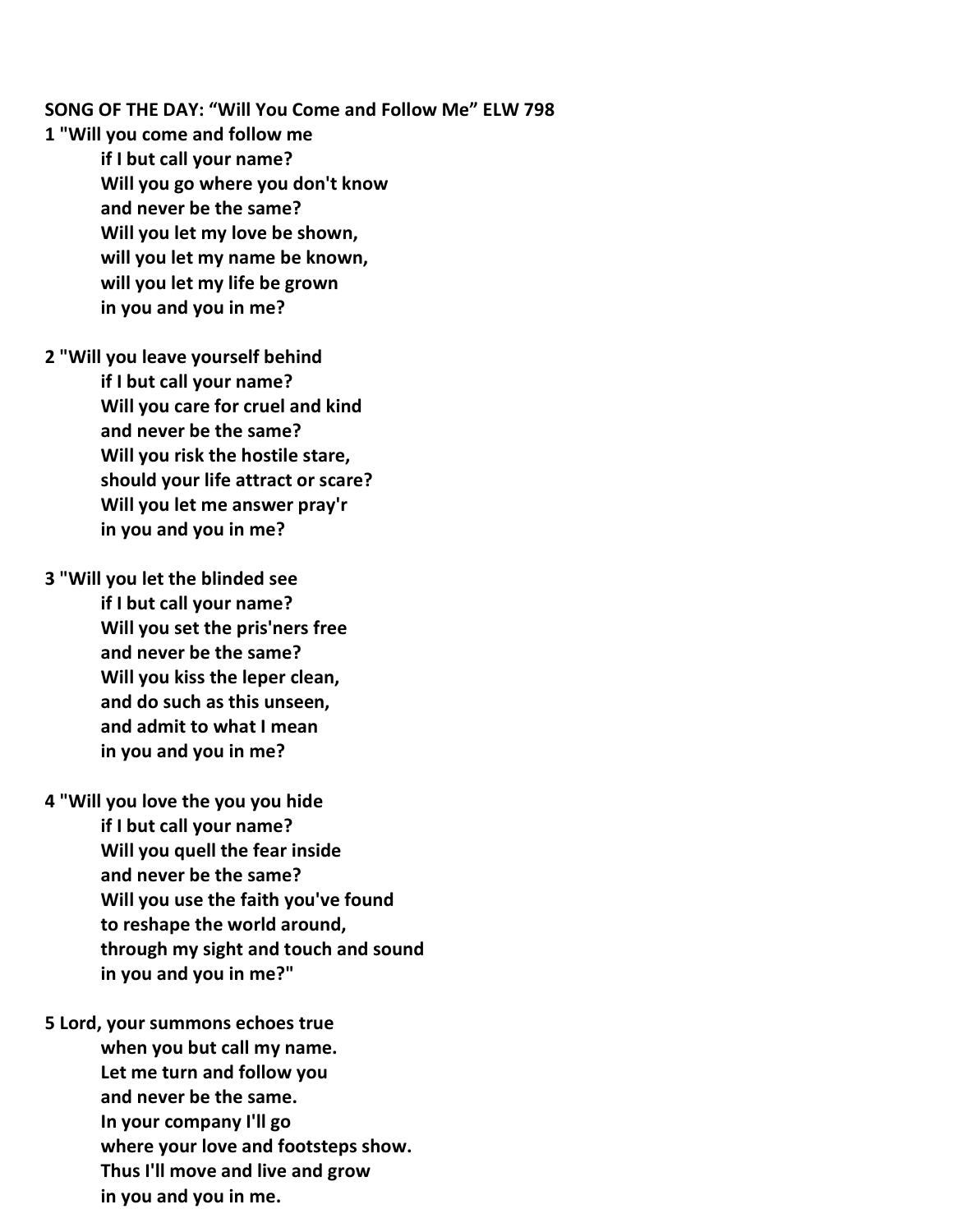**SONG OF THE DAY: "Will You Come and Follow Me" ELW 798**

**1 "Will you come and follow me**
**if I but call your name?**
**Will you go where you don't know**
**and never be the same?**
**Will you let my love be shown,**
**will you let my name be known,**
**will you let my life be grown**
**in you and you in me?**

**2 "Will you leave yourself behind**
**if I but call your name?**
**Will you care for cruel and kind**
**and never be the same?**
**Will you risk the hostile stare,**
**should your life attract or scare?**
**Will you let me answer pray'r**
**in you and you in me?**

**3 "Will you let the blinded see**
**if I but call your name?**
**Will you set the pris'ners free**
**and never be the same?**
**Will you kiss the leper clean,**
**and do such as this unseen,**
**and admit to what I mean**
**in you and you in me?**

**4 "Will you love the you you hide**
**if I but call your name?**
**Will you quell the fear inside**
**and never be the same?**
**Will you use the faith you've found**
**to reshape the world around,**
**through my sight and touch and sound**
**in you and you in me?"**

**5 Lord, your summons echoes true**
**when you but call my name.**
**Let me turn and follow you**
**and never be the same.**
**In your company I'll go**
**where your love and footsteps show.**
**Thus I'll move and live and grow**
**in you and you in me.**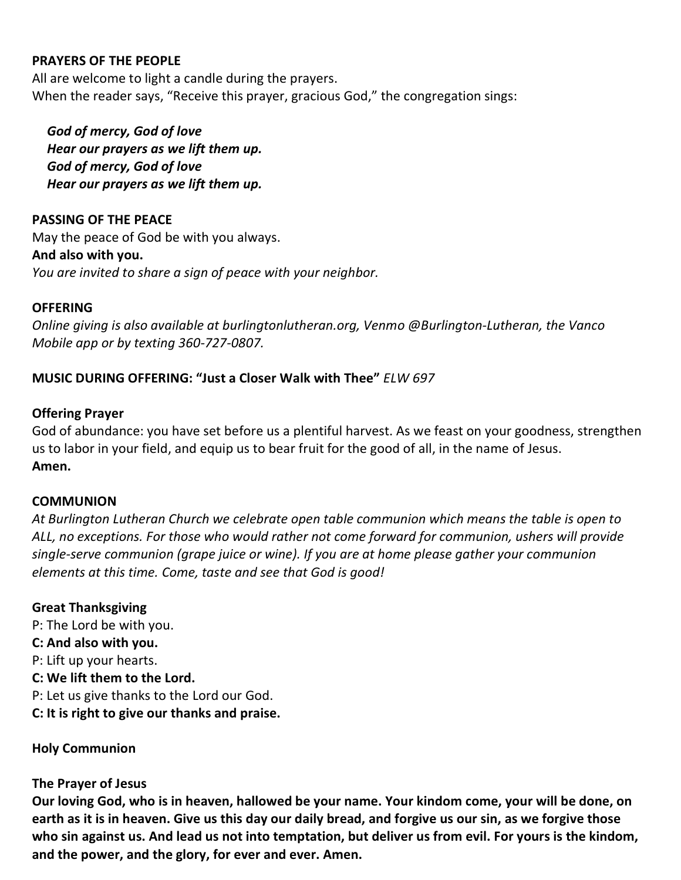**PRAYERS OF THE PEOPLE**

All are welcome to light a candle during the prayers.
When the reader says, "Receive this prayer, gracious God," the congregation sings:

> ***God of mercy, God of love***
> ***Hear our prayers as we lift them up.***
> ***God of mercy, God of love***
> ***Hear our prayers as we lift them up.***

**PASSING OF THE PEACE**

May the peace of God be with you always.
**And also with you.**
*You are invited to share a sign of peace with your neighbor.*

**OFFERING**

*Online giving is also available at burlingtonlutheran.org, Venmo @Burlington-Lutheran, the Vanco Mobile app or by texting 360-727-0807.*

**MUSIC DURING OFFERING: "Just a Closer Walk with Thee"** *ELW 697*

**Offering Prayer**

God of abundance: you have set before us a plentiful harvest. As we feast on your goodness, strengthen us to labor in your field, and equip us to bear fruit for the good of all, in the name of Jesus.
**Amen.**

**COMMUNION**

*At Burlington Lutheran Church we celebrate open table communion which means the table is open to ALL, no exceptions. For those who would rather not come forward for communion, ushers will provide single-serve communion (grape juice or wine). If you are at home please gather your communion elements at this time. Come, taste and see that God is good!*

**Great Thanksgiving**

P: The Lord be with you.
**C: And also with you.**
P: Lift up your hearts.
**C: We lift them to the Lord.**
P: Let us give thanks to the Lord our God.
**C: It is right to give our thanks and praise.**

**Holy Communion**

**The Prayer of Jesus**

**Our loving God, who is in heaven, hallowed be your name. Your kindom come, your will be done, on earth as it is in heaven. Give us this day our daily bread, and forgive us our sin, as we forgive those who sin against us. And lead us not into temptation, but deliver us from evil. For yours is the kindom, and the power, and the glory, for ever and ever. Amen.**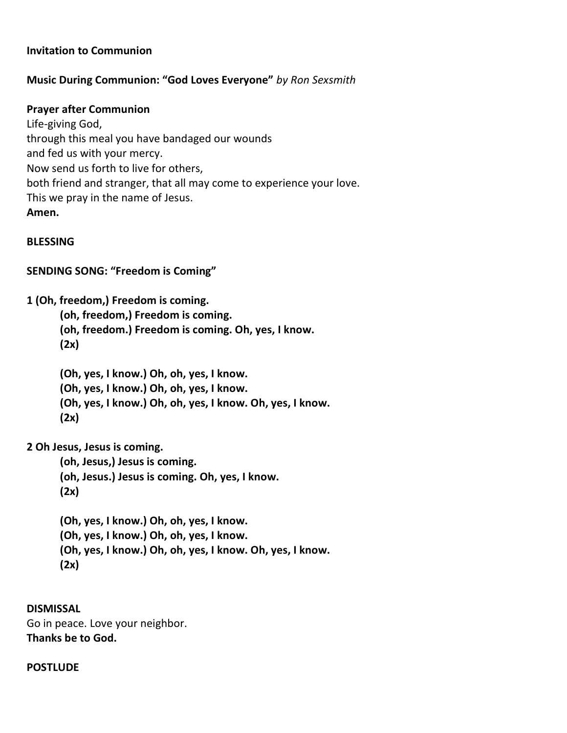**Invitation to Communion**

**Music During Communion: "God Loves Everyone"** *by Ron Sexsmith*

**Prayer after Communion**
Life-giving God,
through this meal you have bandaged our wounds
and fed us with your mercy.
Now send us forth to live for others,
both friend and stranger, that all may come to experience your love.
This we pray in the name of Jesus.
**Amen.**

**BLESSING**

**SENDING SONG: "Freedom is Coming"**

**1 (Oh, freedom,) Freedom is coming.**
**(oh, freedom,) Freedom is coming.**
**(oh, freedom.) Freedom is coming. Oh, yes, I know.**
**(2x)**

**(Oh, yes, I know.) Oh, oh, yes, I know.**
**(Oh, yes, I know.) Oh, oh, yes, I know.**
**(Oh, yes, I know.) Oh, oh, yes, I know. Oh, yes, I know.**
**(2x)**

**2 Oh Jesus, Jesus is coming.**
**(oh, Jesus,) Jesus is coming.**
**(oh, Jesus.) Jesus is coming. Oh, yes, I know.**
**(2x)**

**(Oh, yes, I know.) Oh, oh, yes, I know.**
**(Oh, yes, I know.) Oh, oh, yes, I know.**
**(Oh, yes, I know.) Oh, oh, yes, I know. Oh, yes, I know.**
**(2x)**

**DISMISSAL**
Go in peace. Love your neighbor.
**Thanks be to God.**

**POSTLUDE**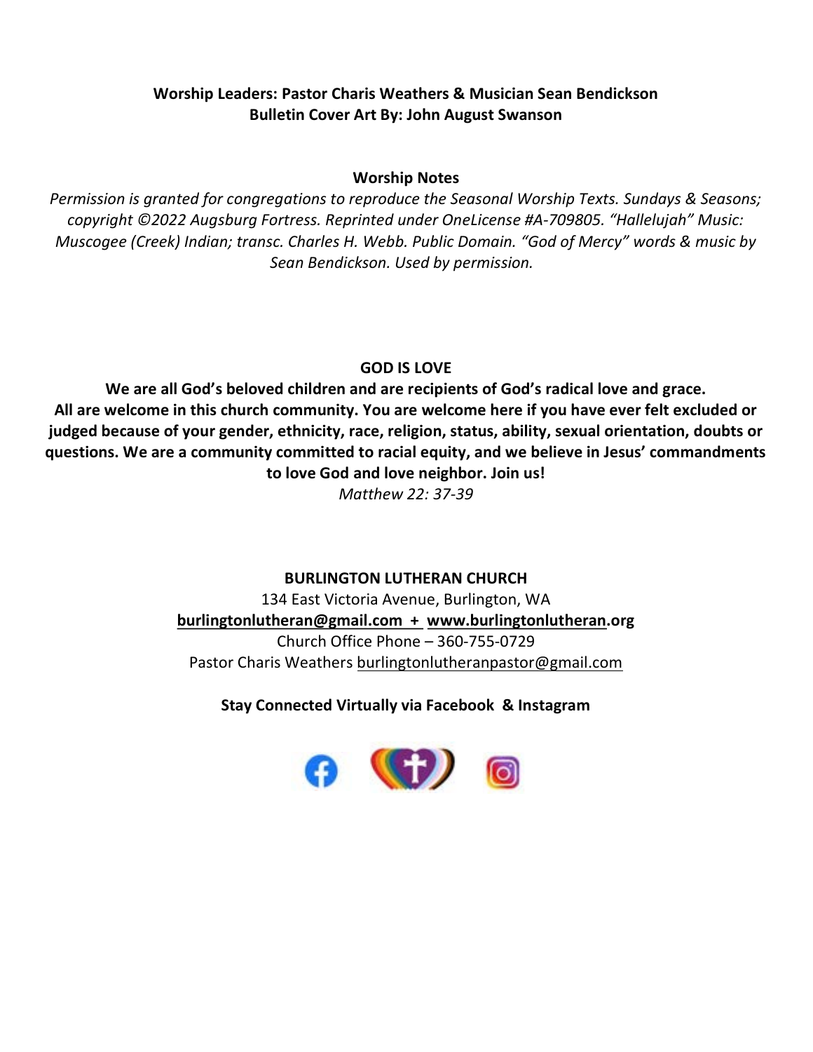**Worship Leaders: Pastor Charis Weathers & Musician Sean Bendickson**
**Bulletin Cover Art By: John August Swanson**

**Worship Notes**

*Permission is granted for congregations to reproduce the Seasonal Worship Texts. Sundays & Seasons; copyright ©2022 Augsburg Fortress. Reprinted under OneLicense #A-709805. "Hallelujah" Music: Muscogee (Creek) Indian; transc. Charles H. Webb. Public Domain. "God of Mercy" words & music by Sean Bendickson. Used by permission.*

**GOD IS LOVE**

**We are all God's beloved children and are recipients of God's radical love and grace. All are welcome in this church community. You are welcome here if you have ever felt excluded or judged because of your gender, ethnicity, race, religion, status, ability, sexual orientation, doubts or questions. We are a community committed to racial equity, and we believe in Jesus' commandments to love God and love neighbor. Join us!**

*Matthew 22: 37-39*

**BURLINGTON LUTHERAN CHURCH**

134 East Victoria Avenue, Burlington, WA

**burlingtonlutheran@gmail.com + www.burlingtonlutheran.org**

Church Office Phone – 360-755-0729

Pastor Charis Weathers burlingtonlutheranpastor@gmail.com

**Stay Connected Virtually via Facebook & Instagram**